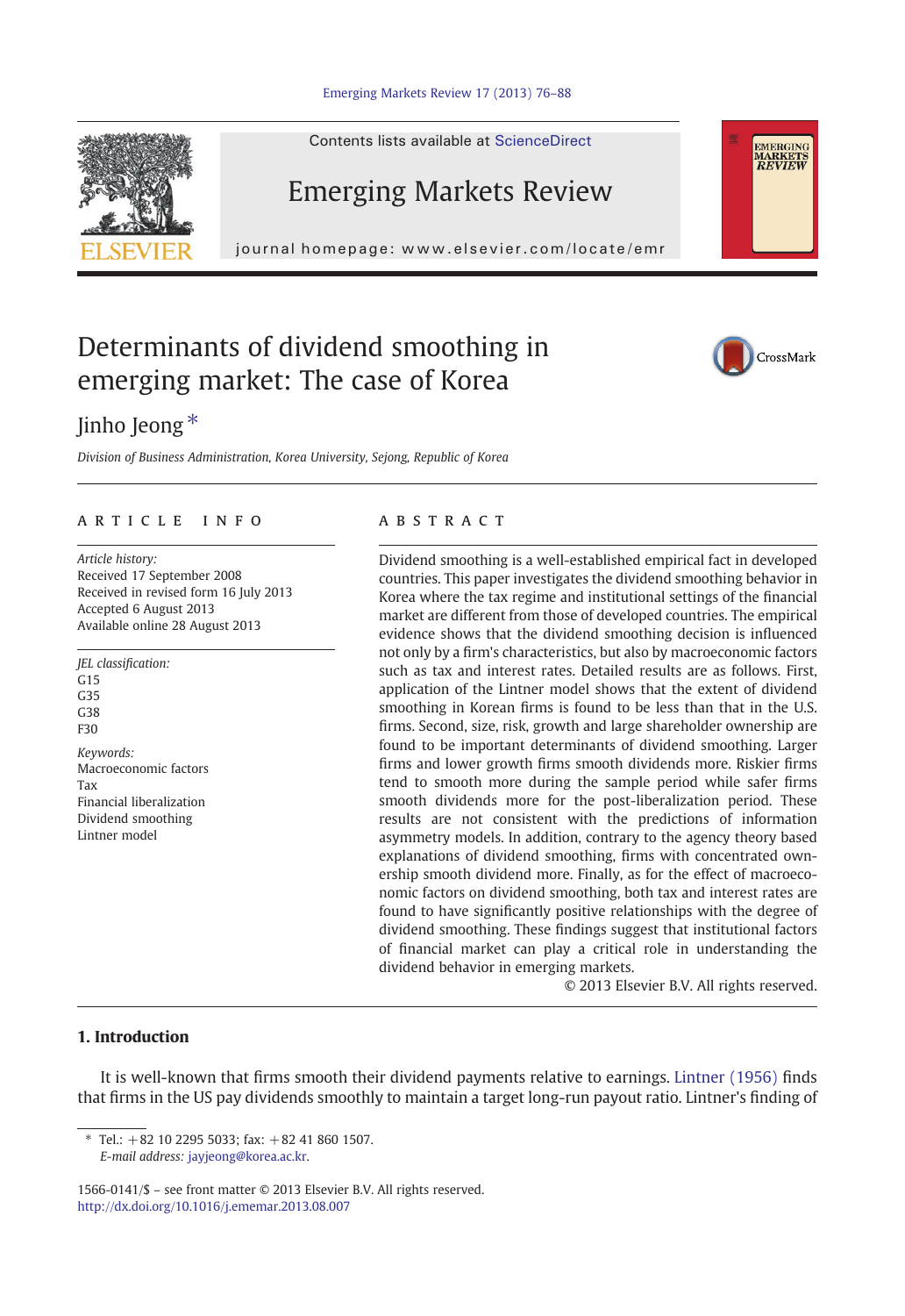Contents lists available at ScienceDirect

# Emerging Markets Review

journal homepage: www.elsevier.com/locate/emr

# Determinants of dividend smoothing in emerging market: The case of Korea

Jinho Jeong *

*Division of Business Administration, Korea University, Sejong, Republic of Korea*

## ARTICLE INFO

*Article history:*
Received 17 September 2008
Received in revised form 16 July 2013
Accepted 6 August 2013
Available online 28 August 2013

*JEL classification:*
G15
G35
G38
F30

*Keywords:*
Macroeconomic factors
Tax
Financial liberalization
Dividend smoothing
Lintner model

## ABSTRACT

Dividend smoothing is a well-established empirical fact in developed countries. This paper investigates the dividend smoothing behavior in Korea where the tax regime and institutional settings of the financial market are different from those of developed countries. The empirical evidence shows that the dividend smoothing decision is influenced not only by a firm's characteristics, but also by macroeconomic factors such as tax and interest rates. Detailed results are as follows. First, application of the Lintner model shows that the extent of dividend smoothing in Korean firms is found to be less than that in the U.S. firms. Second, size, risk, growth and large shareholder ownership are found to be important determinants of dividend smoothing. Larger firms and lower growth firms smooth dividends more. Riskier firms tend to smooth more during the sample period while safer firms smooth dividends more for the post-liberalization period. These results are not consistent with the predictions of information asymmetry models. In addition, contrary to the agency theory based explanations of dividend smoothing, firms with concentrated ownership smooth dividend more. Finally, as for the effect of macroeconomic factors on dividend smoothing, both tax and interest rates are found to have significantly positive relationships with the degree of dividend smoothing. These findings suggest that institutional factors of financial market can play a critical role in understanding the dividend behavior in emerging markets.

© 2013 Elsevier B.V. All rights reserved.

## 1. Introduction

It is well-known that firms smooth their dividend payments relative to earnings. Lintner (1956) finds that firms in the US pay dividends smoothly to maintain a target long-run payout ratio. Lintner's finding of

---

* Tel.: +82 10 2295 5033; fax: +82 41 860 1507.
*E-mail address:* jayjeong@korea.ac.kr.

1566-0141/$ – see front matter © 2013 Elsevier B.V. All rights reserved.
http://dx.doi.org/10.1016/j.ememar.2013.08.007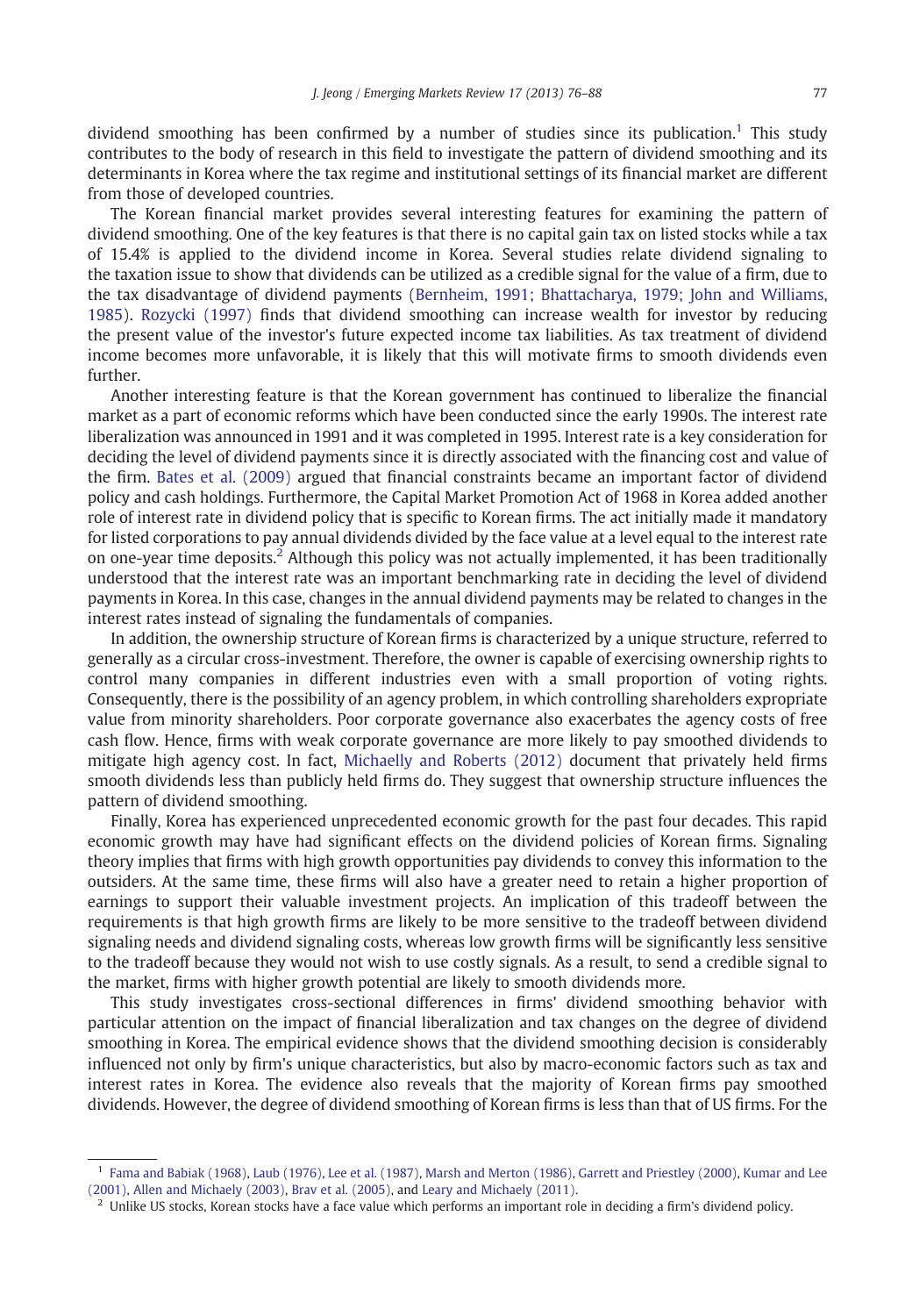dividend smoothing has been confirmed by a number of studies since its publication.[1] This study contributes to the body of research in this field to investigate the pattern of dividend smoothing and its determinants in Korea where the tax regime and institutional settings of its financial market are different from those of developed countries.

The Korean financial market provides several interesting features for examining the pattern of dividend smoothing. One of the key features is that there is no capital gain tax on listed stocks while a tax of 15.4% is applied to the dividend income in Korea. Several studies relate dividend signaling to the taxation issue to show that dividends can be utilized as a credible signal for the value of a firm, due to the tax disadvantage of dividend payments (Bernheim, 1991; Bhattacharya, 1979; John and Williams, 1985). Rozycki (1997) finds that dividend smoothing can increase wealth for investor by reducing the present value of the investor's future expected income tax liabilities. As tax treatment of dividend income becomes more unfavorable, it is likely that this will motivate firms to smooth dividends even further.

Another interesting feature is that the Korean government has continued to liberalize the financial market as a part of economic reforms which have been conducted since the early 1990s. The interest rate liberalization was announced in 1991 and it was completed in 1995. Interest rate is a key consideration for deciding the level of dividend payments since it is directly associated with the financing cost and value of the firm. Bates et al. (2009) argued that financial constraints became an important factor of dividend policy and cash holdings. Furthermore, the Capital Market Promotion Act of 1968 in Korea added another role of interest rate in dividend policy that is specific to Korean firms. The act initially made it mandatory for listed corporations to pay annual dividends divided by the face value at a level equal to the interest rate on one-year time deposits.[2] Although this policy was not actually implemented, it has been traditionally understood that the interest rate was an important benchmarking rate in deciding the level of dividend payments in Korea. In this case, changes in the annual dividend payments may be related to changes in the interest rates instead of signaling the fundamentals of companies.

In addition, the ownership structure of Korean firms is characterized by a unique structure, referred to generally as a circular cross-investment. Therefore, the owner is capable of exercising ownership rights to control many companies in different industries even with a small proportion of voting rights. Consequently, there is the possibility of an agency problem, in which controlling shareholders expropriate value from minority shareholders. Poor corporate governance also exacerbates the agency costs of free cash flow. Hence, firms with weak corporate governance are more likely to pay smoothed dividends to mitigate high agency cost. In fact, Michaelly and Roberts (2012) document that privately held firms smooth dividends less than publicly held firms do. They suggest that ownership structure influences the pattern of dividend smoothing.

Finally, Korea has experienced unprecedented economic growth for the past four decades. This rapid economic growth may have had significant effects on the dividend policies of Korean firms. Signaling theory implies that firms with high growth opportunities pay dividends to convey this information to the outsiders. At the same time, these firms will also have a greater need to retain a higher proportion of earnings to support their valuable investment projects. An implication of this tradeoff between the requirements is that high growth firms are likely to be more sensitive to the tradeoff between dividend signaling needs and dividend signaling costs, whereas low growth firms will be significantly less sensitive to the tradeoff because they would not wish to use costly signals. As a result, to send a credible signal to the market, firms with higher growth potential are likely to smooth dividends more.

This study investigates cross-sectional differences in firms' dividend smoothing behavior with particular attention on the impact of financial liberalization and tax changes on the degree of dividend smoothing in Korea. The empirical evidence shows that the dividend smoothing decision is considerably influenced not only by firm's unique characteristics, but also by macro-economic factors such as tax and interest rates in Korea. The evidence also reveals that the majority of Korean firms pay smoothed dividends. However, the degree of dividend smoothing of Korean firms is less than that of US firms. For the

---

[1] Fama and Babiak (1968), Laub (1976), Lee et al. (1987), Marsh and Merton (1986), Garrett and Priestley (2000), Kumar and Lee (2001), Allen and Michaely (2003), Brav et al. (2005), and Leary and Michaely (2011).

[2] Unlike US stocks, Korean stocks have a face value which performs an important role in deciding a firm's dividend policy.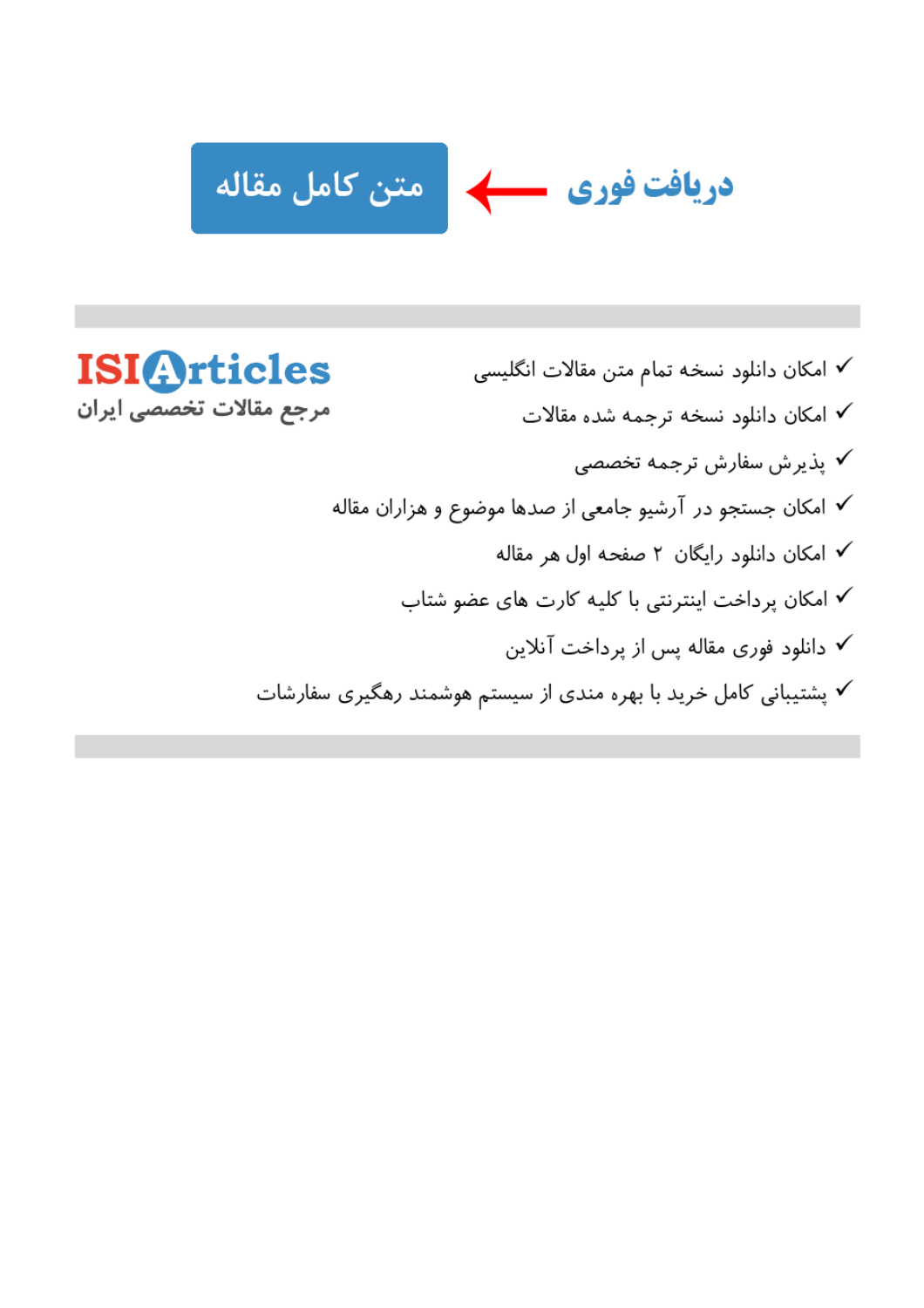دریافت فوری ← **متن کامل مقاله**

**ISIArticles**
مرجع مقالات تخصصی ایران

- ✓ امکان دانلود نسخه تمام متن مقالات انگلیسی
- ✓ امکان دانلود نسخه ترجمه شده مقالات
- ✓ پذیرش سفارش ترجمه تخصصی
- ✓ امکان جستجو در آرشیو جامعی از صدها موضوع و هزاران مقاله
- ✓ امکان دانلود رایگان ۲ صفحه اول هر مقاله
- ✓ امکان پرداخت اینترنتی با کلیه کارت های عضو شتاب
- ✓ دانلود فوری مقاله پس از پرداخت آنلاین
- ✓ پشتیبانی کامل خرید با بهره مندی از سیستم هوشمند رهگیری سفارشات